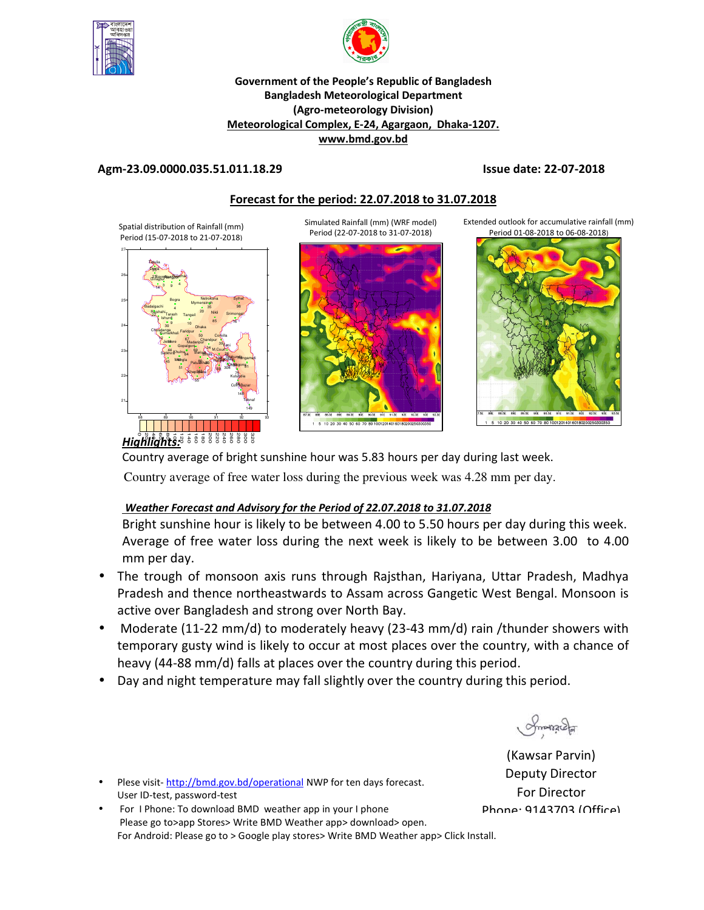Government of the People's Republic of Bangladesh
Bangladesh Meteorological Department
(Agro-meteorology Division)
Meteorological Complex, E-24, Agargaon, Dhaka-1207.
www.bmd.gov.bd

**Agm-23.09.0000.035.51.011.18.29** **Issue date: 22-07-2018**

## Forecast for the period: 22.07.2018 to 31.07.2018

Spatial distribution of Rainfall (mm) Period (15-07-2018 to 21-07-2018)

Simulated Rainfall (mm) (WRF model) Period (22-07-2018 to 31-07-2018)

Extended outlook for accumulative rainfall (mm) Period 01-08-2018 to 06-08-2018)

### *Highlights:*

Country average of bright sunshine hour was 5.83 hours per day during last week.

Country average of free water loss during the previous week was 4.28 mm per day.

***Weather Forecast and Advisory for the Period of 22.07.2018 to 31.07.2018***

Bright sunshine hour is likely to be between 4.00 to 5.50 hours per day during this week. Average of free water loss during the next week is likely to be between 3.00 to 4.00 mm per day.

- The trough of monsoon axis runs through Rajsthan, Hariyana, Uttar Pradesh, Madhya Pradesh and thence northeastwards to Assam across Gangetic West Bengal. Monsoon is active over Bangladesh and strong over North Bay.
- Moderate (11-22 mm/d) to moderately heavy (23-43 mm/d) rain /thunder showers with temporary gusty wind is likely to occur at most places over the country, with a chance of heavy (44-88 mm/d) falls at places over the country during this period.
- Day and night temperature may fall slightly over the country during this period.

(Kawsar Parvin)
Deputy Director
For Director
Phone: 9143703 (Office)

- Plese visit- http://bmd.gov.bd/operational NWP for ten days forecast. User ID-test, password-test
- For I Phone: To download BMD weather app in your I phone Please go to>app Stores> Write BMD Weather app> download> open. For Android: Please go to > Google play stores> Write BMD Weather app> Click Install.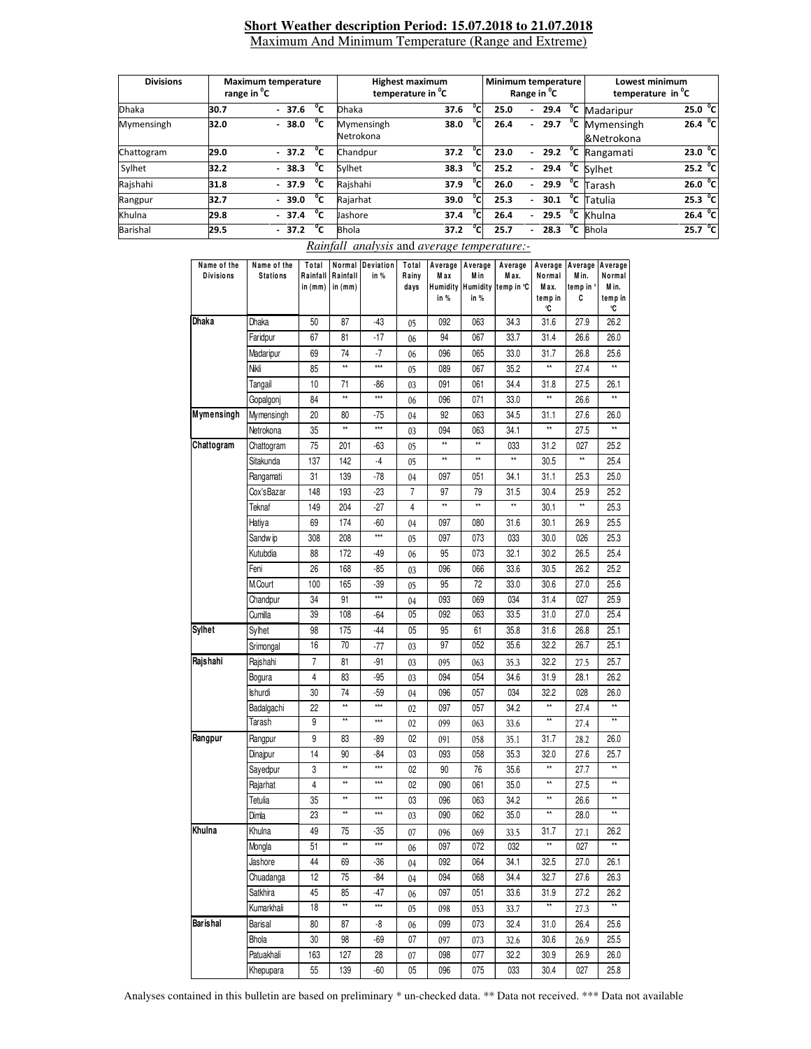**Short Weather description Period: 15.07.2018 to 21.07.2018**

Maximum And Minimum Temperature (Range and Extreme)

| Divisions | Maximum temperature range in °C | Highest maximum temperature in °C | | Minimum temperature Range in °C | Lowest minimum temperature in °C | |
|---|---|---|---|---|---|---|
| Dhaka | 30.7 - 37.6 °C | Dhaka | 37.6 °C | 25.0 - 29.4 °C | Madaripur | 25.0 °C |
| Mymensingh | 32.0 - 38.0 °C | Mymensingh Netrokona | 38.0 °C | 26.4 - 29.7 °C | Mymensingh &Netrokona | 26.4 °C |
| Chattogram | 29.0 - 37.2 °C | Chandpur | 37.2 °C | 23.0 - 29.2 °C | Rangamati | 23.0 °C |
| Sylhet | 32.2 - 38.3 °C | Sylhet | 38.3 °C | 25.2 - 29.4 °C | Sylhet | 25.2 °C |
| Rajshahi | 31.8 - 37.9 °C | Rajshahi | 37.9 °C | 26.0 - 29.9 °C | Tarash | 26.0 °C |
| Rangpur | 32.7 - 39.0 °C | Rajarhat | 39.0 °C | 25.3 - 30.1 °C | Tatulia | 25.3 °C |
| Khulna | 29.8 - 37.4 °C | Jashore | 37.4 °C | 26.4 - 29.5 °C | Khulna | 26.4 °C |
| Barishal | 29.5 - 37.2 °C | Bhola | 37.2 °C | 25.7 - 28.3 °C | Bhola | 25.7 °C |

*Rainfall analysis* and *average temperature:-*

| Name of the Divisions | Name of the Stations | Total Rainfall in (mm) | Normal Rainfall in (mm) | Deviation in % | Total Rainy days | Average Max Humidity in % | Average Min Humidity in % | Average Max. temp in °C | Average Normal Max. temp in °C | Average Min. temp in °C | Average Normal Min. temp in °C |
|---|---|---|---|---|---|---|---|---|---|---|---|
| Dhaka | Dhaka | 50 | 87 | -43 | 05 | 092 | 063 | 34.3 | 31.6 | 27.9 | 26.2 |
| | Faridpur | 67 | 81 | -17 | 06 | 94 | 067 | 33.7 | 31.4 | 26.6 | 26.0 |
| | Madaripur | 69 | 74 | -7 | 06 | 096 | 065 | 33.0 | 31.7 | 26.8 | 25.6 |
| | Nikli | 85 | ** | *** | 05 | 089 | 067 | 35.2 | ** | 27.4 | ** |
| | Tangail | 10 | 71 | -86 | 03 | 091 | 061 | 34.4 | 31.8 | 27.5 | 26.1 |
| | Gopalgonj | 84 | ** | *** | 06 | 096 | 071 | 33.0 | ** | 26.6 | ** |
| Mymensingh | Mymensingh | 20 | 80 | -75 | 04 | 92 | 063 | 34.5 | 31.1 | 27.6 | 26.0 |
| | Netrokona | 35 | ** | *** | 03 | 094 | 063 | 34.1 | ** | 27.5 | ** |
| Chattogram | Chattogram | 75 | 201 | -63 | 05 | ** | ** | 033 | 31.2 | 027 | 25.2 |
| | Sitakunda | 137 | 142 | -4 | 05 | ** | ** | ** | 30.5 | ** | 25.4 |
| | Rangamati | 31 | 139 | -78 | 04 | 097 | 051 | 34.1 | 31.1 | 25.3 | 25.0 |
| | Cox'sBazar | 148 | 193 | -23 | 7 | 97 | 79 | 31.5 | 30.4 | 25.9 | 25.2 |
| | Teknaf | 149 | 204 | -27 | 4 | ** | ** | ** | 30.1 | ** | 25.3 |
| | Hatiya | 69 | 174 | -60 | 04 | 097 | 080 | 31.6 | 30.1 | 26.9 | 25.5 |
| | Sandwip | 308 | 208 | *** | 05 | 097 | 073 | 033 | 30.0 | 026 | 25.3 |
| | Kutubdia | 88 | 172 | -49 | 06 | 95 | 073 | 32.1 | 30.2 | 26.5 | 25.4 |
| | Feni | 26 | 168 | -85 | 03 | 096 | 066 | 33.6 | 30.5 | 26.2 | 25.2 |
| | M.Court | 100 | 165 | -39 | 05 | 95 | 72 | 33.0 | 30.6 | 27.0 | 25.6 |
| | Chandpur | 34 | 91 | *** | 04 | 093 | 069 | 034 | 31.4 | 027 | 25.9 |
| | Cumilla | 39 | 108 | -64 | 05 | 092 | 063 | 33.5 | 31.0 | 27.0 | 25.4 |
| Sylhet | Sylhet | 98 | 175 | -44 | 05 | 95 | 61 | 35.8 | 31.6 | 26.8 | 25.1 |
| | Srimongal | 16 | 70 | -77 | 03 | 97 | 052 | 35.6 | 32.2 | 26.7 | 25.1 |
| Rajshahi | Rajshahi | 7 | 81 | -91 | 03 | 095 | 063 | 35.3 | 32.2 | 27.5 | 25.7 |
| | Bogura | 4 | 83 | -95 | 03 | 094 | 054 | 34.6 | 31.9 | 28.1 | 26.2 |
| | Ishurdi | 30 | 74 | -59 | 04 | 096 | 057 | 034 | 32.2 | 028 | 26.0 |
| | Badalgachi | 22 | ** | *** | 02 | 097 | 057 | 34.2 | ** | 27.4 | ** |
| | Tarash | 9 | ** | *** | 02 | 099 | 063 | 33.6 | ** | 27.4 | ** |
| Rangpur | Rangpur | 9 | 83 | -89 | 02 | 091 | 058 | 35.1 | 31.7 | 28.2 | 26.0 |
| | Dinajpur | 14 | 90 | -84 | 03 | 093 | 058 | 35.3 | 32.0 | 27.6 | 25.7 |
| | Sayedpur | 3 | ** | *** | 02 | 90 | 76 | 35.6 | ** | 27.7 | ** |
| | Rajarhat | 4 | ** | *** | 02 | 090 | 061 | 35.0 | ** | 27.5 | ** |
| | Tetulia | 35 | ** | *** | 03 | 096 | 063 | 34.2 | ** | 26.6 | ** |
| | Dimla | 23 | ** | *** | 03 | 090 | 062 | 35.0 | ** | 28.0 | ** |
| Khulna | Khulna | 49 | 75 | -35 | 07 | 096 | 069 | 33.5 | 31.7 | 27.1 | 26.2 |
| | Mongla | 51 | ** | *** | 06 | 097 | 072 | 032 | ** | 027 | ** |
| | Jashore | 44 | 69 | -36 | 04 | 092 | 064 | 34.1 | 32.5 | 27.0 | 26.1 |
| | Chuadanga | 12 | 75 | -84 | 04 | 094 | 068 | 34.4 | 32.7 | 27.6 | 26.3 |
| | Satkhira | 45 | 85 | -47 | 06 | 097 | 051 | 33.6 | 31.9 | 27.2 | 26.2 |
| | Kumarkhali | 18 | ** | *** | 05 | 098 | 053 | 33.7 | ** | 27.3 | ** |
| Barishal | Barisal | 80 | 87 | -8 | 06 | 099 | 073 | 32.4 | 31.0 | 26.4 | 25.6 |
| | Bhola | 30 | 98 | -69 | 07 | 097 | 073 | 32.6 | 30.6 | 26.9 | 25.5 |
| | Patuakhali | 163 | 127 | 28 | 07 | 098 | 077 | 32.2 | 30.9 | 26.9 | 26.0 |
| | Khepupara | 55 | 139 | -60 | 05 | 096 | 075 | 033 | 30.4 | 027 | 25.8 |

Analyses contained in this bulletin are based on preliminary * un-checked data. ** Data not received. *** Data not available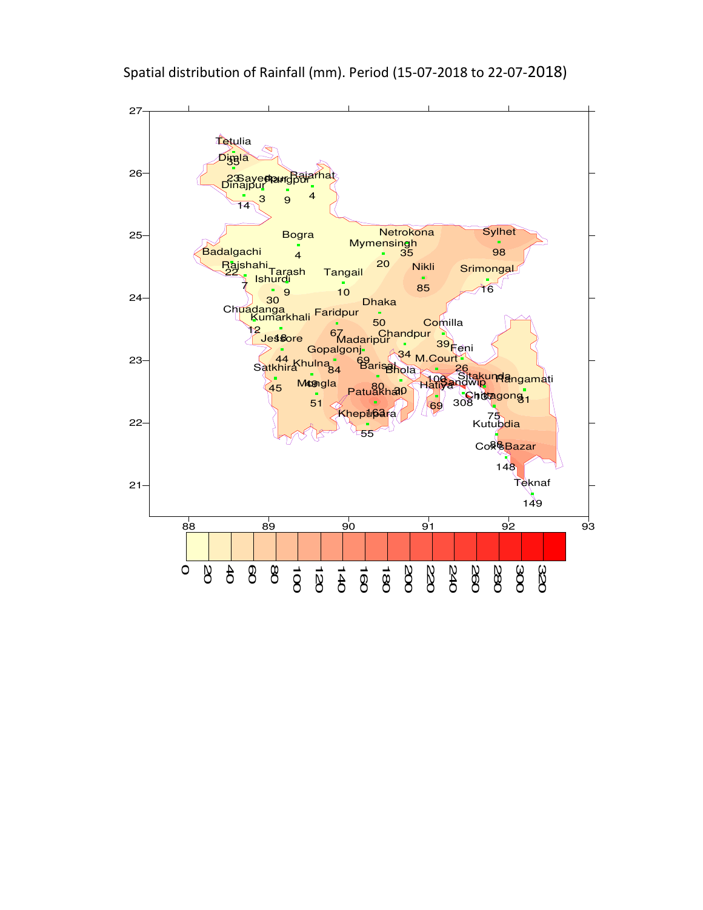Spatial distribution of Rainfall (mm). Period (15-07-2018 to 22-07-2018)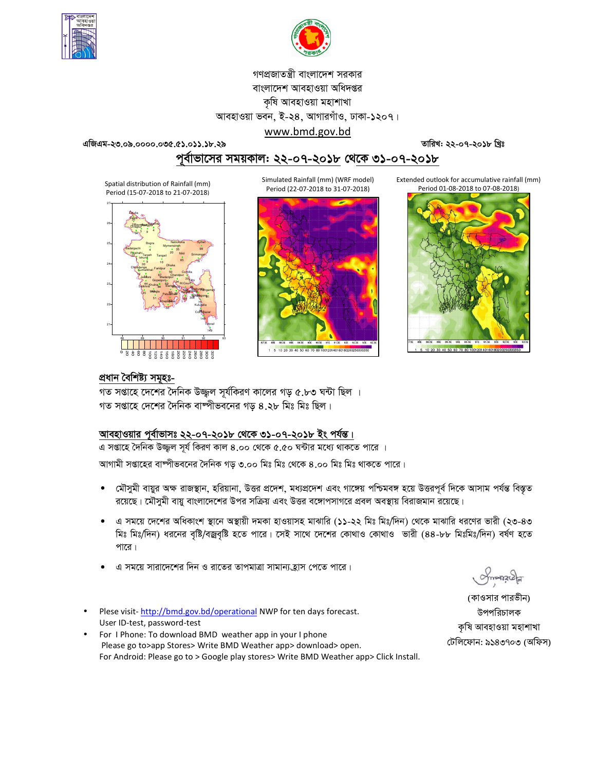গণপ্রজাতন্ত্রী বাংলাদেশ সরকার
বাংলাদেশ আবহাওয়া অধিদপ্তর
কৃষি আবহাওয়া মহাশাখা
আবহাওয়া ভবন, ই-২৪, আগারগাঁও, ঢাকা-১২০৭।
www.bmd.gov.bd

এজিএম-২৩.০৯.০০০০.০৩৫.৫১.০১১.১৮.২৯ | তারিখ: ২২-০৭-২০১৮ খ্রিঃ

## পূর্বাভাসের সময়কাল: ২২-০৭-২০১৮ থেকে ৩১-০৭-২০১৮

Spatial distribution of Rainfall (mm) Period (15-07-2018 to 21-07-2018)

Simulated Rainfall (mm) (WRF model) Period (22-07-2018 to 31-07-2018)

Extended outlook for accumulative rainfall (mm) Period 01-08-2018 to 07-08-2018)

### প্রধান বৈশিষ্ট্য সমূহঃ-

গত সপ্তাহে দেশের দৈনিক উজ্জ্বল সূর্যকিরণ কালের গড় ৫.৮৩ ঘন্টা ছিল ।
গত সপ্তাহে দেশের দৈনিক বাষ্পীভবনের গড় ৪.২৮ মিঃ মিঃ ছিল।

### আবহাওয়ার পূর্বাভাসঃ ২২-০৭-২০১৮ থেকে ৩১-০৭-২০১৮ ইং পর্যন্ত।

এ সপ্তাহে দৈনিক উজ্জ্বল সূর্য কিরণ কাল ৪.০০ থেকে ৫.৫০ ঘন্টার মধ্যে থাকতে পারে ।

আগামী সপ্তাহের বাষ্পীভবনের দৈনিক গড় ৩.০০ মিঃ মিঃ থেকে ৪.০০ মিঃ মিঃ থাকতে পারে।

- মৌসুমী বায়ুর অক্ষ রাজস্থান, হরিয়ানা, উত্তর প্রদেশ, মধ্যপ্রদেশ এবং গাঙ্গেয় পশ্চিমবঙ্গ হয়ে উত্তরপূর্ব দিকে আসাম পর্যন্ত বিস্তৃত রয়েছে। মৌসুমী বায়ু বাংলাদেশের উপর সক্রিয় এবং উত্তর বঙ্গোপসাগরে প্রবল অবস্থায় বিরাজমান রয়েছে।
- এ সময়ে দেশের অধিকাংশ স্থানে অস্থায়ী দমকা হাওয়াসহ মাঝারি (১১-২২ মিঃ মিঃ/দিন) থেকে মাঝারি ধরণের ভারী (২৩-৪৩ মিঃ মিঃ/দিন) ধরনের বৃষ্টি/বজ্রবৃষ্টি হতে পারে। সেই সাথে দেশের কোথাও কোথাও ভারী (৪৪-৮৮ মিঃমিঃ/দিন) বর্ষণ হতে পারে।
- এ সময়ে সারাদেশের দিন ও রাতের তাপমাত্রা সামান্য হ্রাস পেতে পারে।

(কাওসার পারভীন)
উপপরিচালক
কৃষি আবহাওয়া মহাশাখা
টেলিফোন: ৯১৪৩৭০৩ (অফিস)

- Plese visit- http://bmd.gov.bd/operational NWP for ten days forecast.
  User ID-test, password-test
- For I Phone: To download BMD weather app in your I phone
  Please go to>app Stores> Write BMD Weather app> download> open.
  For Android: Please go to > Google play stores> Write BMD Weather app> Click Install.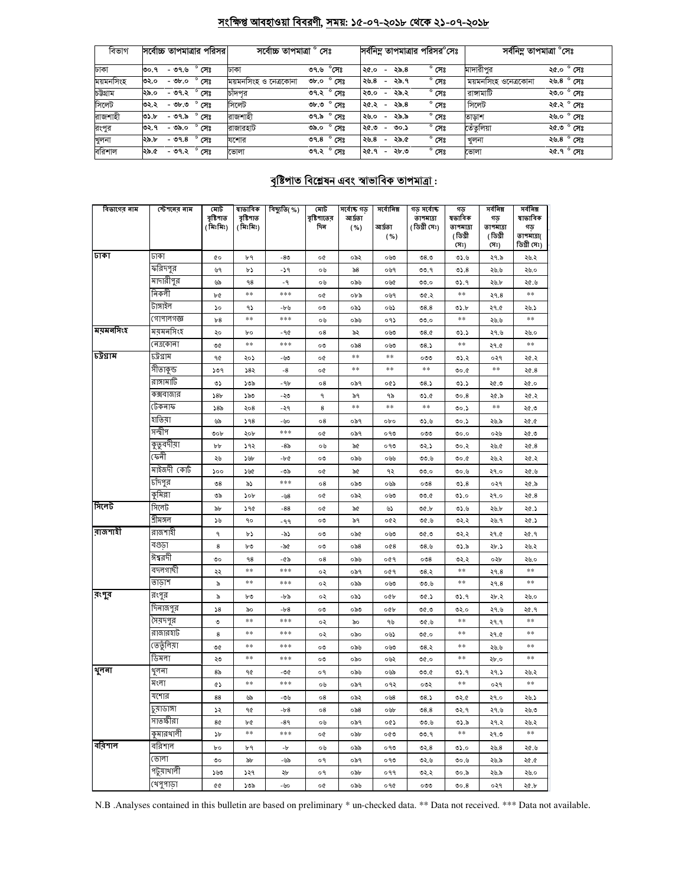## সংক্ষিপ্ত আবহাওয়া বিবরণী, সময়: ১৫-০৭-২০১৮ থেকে ২১-০৭-২০১৮

| বিভাগ | সর্বোচ্চ তাপমাত্রার পরিসর | সর্বোচ্চ তাপমাত্রা ° সেঃ | | সর্বনিম্ন তাপমাত্রার পরিসর°সেঃ | সর্বনিম্ন তাপমাত্রা °সেঃ | |
|---|---|---|---|---|---|---|
| ঢাকা | ৩০.৭ - ৩৭.৬ ° সেঃ | ঢাকা | ৩৭.৬ °সেঃ | ২৫.০ - ২৯.৪ ° সেঃ | মাদারীপুর | ২৫.০ ° সেঃ |
| ময়মনসিংহ | ৩২.০ - ৩৮.০ ° সেঃ | ময়মনসিংহ ও নেত্রকোনা | ৩৮.০ ° সেঃ | ২৬.৪ - ২৯.৭ ° সেঃ | ময়মনসিংহ ওনেত্রকোনা | ২৬.৪ ° সেঃ |
| চট্টগ্রাম | ২৯.০ - ৩৭.২ ° সেঃ | চাঁদপুর | ৩৭.২ ° সেঃ | ২৩.০ - ২৯.২ ° সেঃ | রাঙ্গামাটি | ২৩.০ ° সেঃ |
| সিলেট | ৩২.২ - ৩৮.৩ ° সেঃ | সিলেট | ৩৮.৩ ° সেঃ | ২৫.২ - ২৯.৪ ° সেঃ | সিলেট | ২৫.২ ° সেঃ |
| রাজশাহী | ৩১.৮ - ৩৭.৯ ° সেঃ | রাজশাহী | ৩৭.৯ ° সেঃ | ২৬.০ - ২৯.৯ ° সেঃ | তাড়াশ | ২৬.০ ° সেঃ |
| রংপুর | ৩২.৭ - ৩৯.০ ° সেঃ | রাজারহাট | ৩৯.০ ° সেঃ | ২৫.৩ - ৩০.১ ° সেঃ | তেঁতুলিয়া | ২৫.৩ ° সেঃ |
| খুলনা | ২৯.৮ - ৩৭.৪ ° সেঃ | যশোর | ৩৭.৪ ° সেঃ | ২৬.৪ - ২৯.৫ ° সেঃ | খুলনা | ২৬.৪ ° সেঃ |
| বরিশাল | ২৯.৫ - ৩৭.২ ° সেঃ | ভোলা | ৩৭.২ ° সেঃ | ২৫.৭ - ২৮.৩ ° সেঃ | ভোলা | ২৫.৭ ° সেঃ |

## বৃষ্টিপাত বিশ্লেষন এবং স্বাভাবিক তাপমাত্রা :

| বিভাগের নাম | স্টেশনের নাম | মোট বৃষ্টিপাত (মিঃমিঃ) | স্বাভাবিক বৃষ্টিপাত (মিঃমিঃ) | বিচ্যুতি(%) | মোট বৃষ্টিপাতের দিন | সর্বোচ্চ গড় আর্দ্রতা (%) | সর্বোনিম্ন আর্দ্রতা (%) | গড় সর্বোচ্চ তাপমাত্রা (ডিগ্রী সেঃ) | গড় স্বভাবিক তাপমাত্রা (ডিগ্রী সেঃ) | সর্বনিম্ন গড় তাপমাত্রা (ডিগ্রী সেঃ) | সর্বনিম্ন স্বাভাবিক গড় তাপমাত্রা( ডিগ্রী সেঃ) |
|---|---|---|---|---|---|---|---|---|---|---|---|
| ঢাকা | ঢাকা | ৫০ | ৮৭ | -৪৩ | ০৫ | ০৯২ | ০৬৩ | ৩৪.৩ | ৩১.৬ | ২৭.৯ | ২৬.২ |
| | ফরিদপুর | ৬৭ | ৮১ | -১৭ | ০৬ | ৯৪ | ০৬৭ | ৩৩.৭ | ৩১.৪ | ২৬.৬ | ২৬.০ |
| | মাদারীপুর | ৬৯ | ৭৪ | -৭ | ০৬ | ০৯৬ | ০৬৫ | ৩৩.০ | ৩১.৭ | ২৬.৮ | ২৫.৬ |
| | নিকলী | ৮৫ | ** | *** | ০৫ | ০৮৯ | ০৬৭ | ৩৫.২ | ** | ২৭.৪ | ** |
| | টাঙ্গাইল | ১০ | ৭১ | -৮৬ | ০৩ | ০৯১ | ০৬১ | ৩৪.৪ | ৩১.৮ | ২৭.৫ | ২৬.১ |
| | গোপালগঞ্জ | ৮৪ | ** | *** | ০৬ | ০৯৬ | ০৭১ | ৩৩.০ | ** | ২৬.৬ | ** |
| ময়মনসিংহ | ময়মনসিংহ | ২০ | ৮০ | -৭৫ | ০৪ | ৯২ | ০৬৩ | ৩৪.৫ | ৩১.১ | ২৭.৬ | ২৬.০ |
| | নেত্রকোনা | ৩৫ | ** | *** | ০৩ | ০৯৪ | ০৬৩ | ৩৪.১ | ** | ২৭.৫ | ** |
| চট্টগ্রাম | চট্টগ্রাম | ৭৫ | ২০১ | -৬৩ | ০৫ | ** | ** | ০৩৩ | ৩১.২ | ০২৭ | ২৫.২ |
| | সীতাকুন্ড | ১৩৭ | ১৪২ | -৪ | ০৫ | ** | ** | ** | ৩০.৫ | ** | ২৫.৪ |
| | রাঙ্গামাটি | ৩১ | ১৩৯ | -৭৮ | ০৪ | ০৯৭ | ০৫১ | ৩৪.১ | ৩১.১ | ২৫.৩ | ২৫.০ |
| | কক্সবাজার | ১৪৮ | ১৯৩ | -২৩ | ৭ | ৯৭ | ৭৯ | ৩১.৫ | ৩০.৪ | ২৫.৯ | ২৫.২ |
| | টেকনাফ | ১৪৯ | ২০৪ | -২৭ | ৪ | ** | ** | ** | ৩০.১ | ** | ২৫.৩ |
| | হাতিয়া | ৬৯ | ১৭৪ | -৬০ | ০৪ | ০৯৭ | ০৮০ | ৩১.৬ | ৩০.১ | ২৬.৯ | ২৫.৫ |
| | সন্দ্বীপ | ৩০৮ | ২০৮ | *** | ০৫ | ০৯৭ | ০৭৩ | ০৩৩ | ৩০.০ | ০২৬ | ২৫.৩ |
| | কুতুবদীয়া | ৮৮ | ১৭২ | -৪৯ | ০৬ | ৯৫ | ০৭৩ | ৩২.১ | ৩০.২ | ২৬.৫ | ২৫.৪ |
| | ফেনী | ২৬ | ১৬৮ | -৮৫ | ০৩ | ০৯৬ | ০৬৬ | ৩৩.৬ | ৩০.৫ | ২৬.২ | ২৫.২ |
| | মাইজদী কোর্ট | ১০০ | ১৬৫ | -৩৯ | ০৫ | ৯৫ | ৭২ | ৩৩.০ | ৩০.৬ | ২৭.০ | ২৫.৬ |
| | চাঁদপুর | ৩৪ | ৯১ | *** | ০৪ | ০৯৩ | ০৬৯ | ০৩৪ | ৩১.৪ | ০২৭ | ২৫.৯ |
| | কুমিল্লা | ৩৯ | ১০৮ | -৬৪ | ০৫ | ০৯২ | ০৬৩ | ৩৩.৫ | ৩১.০ | ২৭.০ | ২৫.৪ |
| সিলেট | সিলেট | ৯৮ | ১৭৫ | -৪৪ | ০৫ | ৯৫ | ৬১ | ৩৫.৮ | ৩১.৬ | ২৬.৮ | ২৫.১ |
| | শ্রীমঙ্গল | ১৬ | ৭০ | -৭৭ | ০৩ | ৯৭ | ০৫২ | ৩৫.৬ | ৩২.২ | ২৬.৭ | ২৫.১ |
| রাজশাহী | রাজশাহী | ৭ | ৮১ | -৯১ | ০৩ | ০৯৫ | ০৬৩ | ৩৫.৩ | ৩২.২ | ২৭.৫ | ২৫.৭ |
| | বগুড়া | ৪ | ৮৩ | -৯৫ | ০৩ | ০৯৪ | ০৫৪ | ৩৪.৬ | ৩১.৯ | ২৮.১ | ২৬.২ |
| | ঈশ্বরদী | ৩০ | ৭৪ | -৫৯ | ০৪ | ০৯৬ | ০৫৭ | ০৩৪ | ৩২.২ | ০২৮ | ২৬.০ |
| | বদলগাছী | ২২ | ** | *** | ০২ | ০৯৭ | ০৫৭ | ৩৪.২ | ** | ২৭.৪ | ** |
| | তাড়াশ | ৯ | ** | *** | ০২ | ০৯৯ | ০৬৩ | ৩৩.৬ | ** | ২৭.৪ | ** |
| রংপুর | রংপুর | ৯ | ৮৩ | -৮৯ | ০২ | ০৯১ | ০৫৮ | ৩৫.১ | ৩১.৭ | ২৮.২ | ২৬.০ |
| | দিনাজপুর | ১৪ | ৯০ | -৮৪ | ০৩ | ০৯৩ | ০৫৮ | ৩৫.৩ | ৩২.০ | ২৭.৬ | ২৫.৭ |
| | সৈয়দপুর | ৩ | ** | *** | ০২ | ৯০ | ৭৬ | ৩৫.৬ | ** | ২৭.৭ | ** |
| | রাজারহাট | ৪ | ** | *** | ০২ | ০৯০ | ০৬১ | ৩৫.০ | ** | ২৭.৫ | ** |
| | তেতুঁলিয়া | ৩৫ | ** | *** | ০৩ | ০৯৬ | ০৬৩ | ৩৪.২ | ** | ২৬.৬ | ** |
| | ডিমলা | ২৩ | ** | *** | ০৩ | ০৯০ | ০৬২ | ৩৫.০ | ** | ২৮.০ | ** |
| খুলনা | খুলনা | ৪৯ | ৭৫ | -৩৫ | ০৭ | ০৯৬ | ০৬৯ | ৩৩.৫ | ৩১.৭ | ২৭.১ | ২৬.২ |
| | মংলা | ৫১ | ** | *** | ০৬ | ০৯৭ | ০৭২ | ০৩২ | ** | ০২৭ | ** |
| | যশোর | ৪৪ | ৬৯ | -৩৬ | ০৪ | ০৯২ | ০৫৪ | ৩৪.১ | ৩২.৫ | ২৭.০ | ২৬.১ |
| | চুয়াডাঙ্গা | ১২ | ৭৫ | -৮৪ | ০৪ | ০৯৪ | ০৫৮ | ৩৪.৪ | ৩২.৭ | ২৭.৬ | ২৬.৩ |
| | সাতক্ষীরা | ৪৫ | ৮৫ | -৪৭ | ০৬ | ০৯৭ | ০৫১ | ৩৩.৬ | ৩১.৯ | ২৭.২ | ২৬.২ |
| | কুমারখালী | ১৮ | ** | *** | ০৫ | ০৯৮ | ০৫৩ | ৩৩.৭ | ** | ২৭.৩ | ** |
| বরিশাল | বরিশাল | ৮০ | ৮৭ | -৮ | ০৬ | ০৯৯ | ০৭৩ | ৩২.৪ | ৩১.০ | ২৬.৪ | ২৫.৬ |
| | ভোলা | ৩০ | ৯৮ | -৬৯ | ০৭ | ০৯৭ | ০৭৩ | ৩২.৬ | ৩০.৬ | ২৬.৯ | ২৫.৫ |
| | পটুয়াখালী | ১৬৩ | ১২৭ | ২৮ | ০৭ | ০৯৮ | ০৭৭ | ৩২.২ | ৩০.৯ | ২৬.৯ | ২৬.০ |
| | খেপুপাড়া | ৫৫ | ১৩৯ | -৬০ | ০৫ | ০৯৬ | ০৭৫ | ০৩৩ | ৩০.৪ | ০২৭ | ২৫.৮ |

N.B .Analyses contained in this bulletin are based on preliminary * un-checked data. ** Data not received. *** Data not available.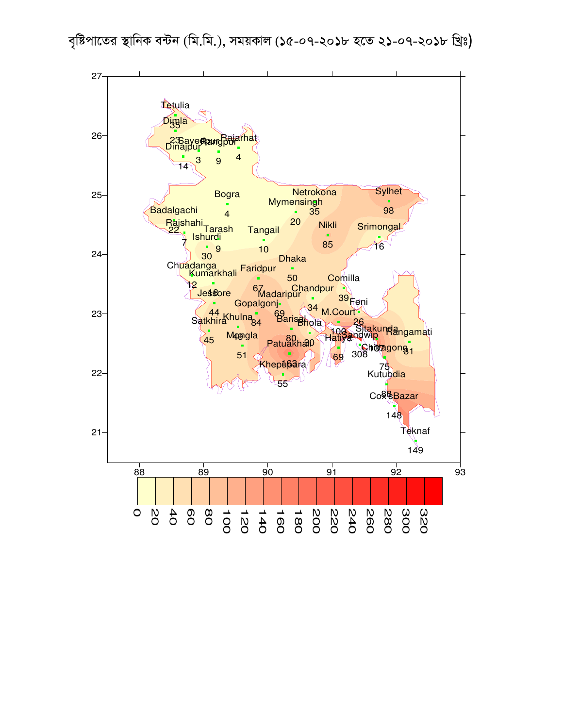বৃষ্টিপাতের স্থানিক বন্টন (মি.মি.), সময়কাল (১৫-০৭-২০১৮ হতে ২১-০৭-২০১৮ খ্রিঃ)

27
26
25
24
23
22
21

88 89 90 91 92 93

Tetulia
Dimla 35
23 Sayedpur Rangpur Rajarhat
Dinajpur 3 9 4
14
Bogra 4
Netrokona
Mymensingh 35
20
Sylhet 98
Badalgachi
Rajshahi 22
Tarash
Ishurdi 7 9
30
Tangail 10
Nikli 85
Srimongal 16
Chuadanga
Kumarkhali 12 18
Faridpur 67
Dhaka 50
Comilla 39
Jessore 44
Madaripur
Gopalgonj 69
Chandpur 34
Feni 26
Satkhira 45
Khulna 84
Barisal 80
Bhola 30
M.Court 100
Mongla 49
51
Patuakhali 163
Khepupara 55
Hatiya 69
Sandwip 308
Sitakunda
Chittagong 137
Rangamati 81
75
Kutubdia 88
Cox'sBazar 148
Teknaf 149

0 20 40 60 80 100 120 140 160 180 200 220 240 260 280 300 320